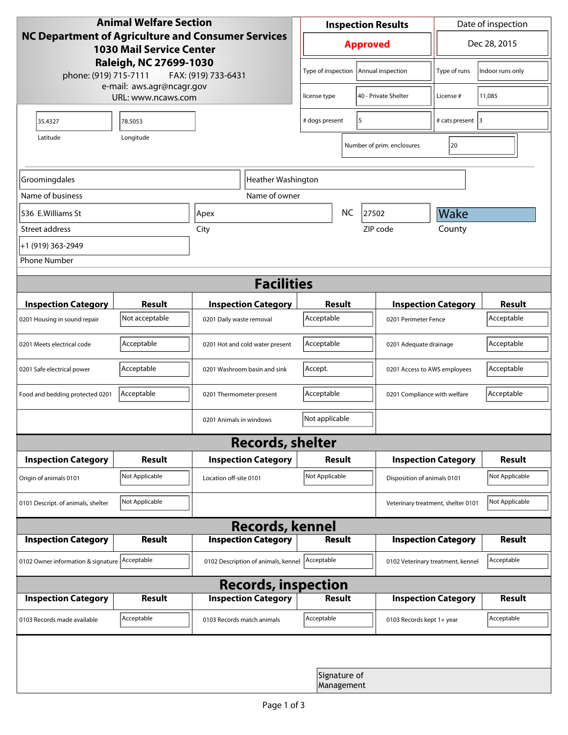**Animal Welfare Section**
**NC Department of Agriculture and Consumer Services**
**1030 Mail Service Center**
**Raleigh, NC 27699-1030**

phone: (919) 715-7111 FAX: (919) 733-6431
e-mail: aws.agr@ncagr.gov
URL: www.ncaws.com

| Inspection Results | Date of inspection |
|---|---|
| **Approved** | Dec 28, 2015 |

| | | | |
|---|---|---|---|
| Type of inspection | Annual inspection | Type of runs | Indoor runs only |
| license type | 40 - Private Shelter | License # | 11,085 |
| # dogs present | 5 | # cats present | 3 |
| Number of prim. enclosures | 20 | | |

| Latitude | Longitude |
|---|---|
| 35.4327 | 78.5053 |

| Field | Value |
|---|---|
| Name of business | Groomingdales |
| Name of owner | Heather Washington |
| Street address | 536 E.Williams St |
| City | Apex |
| State | NC |
| ZIP code | 27502 |
| County | Wake |
| Phone Number | +1 (919) 363-2949 |

## Facilities

| Inspection Category | Result | Inspection Category | Result | Inspection Category | Result |
|---|---|---|---|---|---|
| 0201 Housing in sound repair | Not acceptable | 0201 Daily waste removal | Acceptable | 0201 Perimeter Fence | Acceptable |
| 0201 Meets electrical code | Acceptable | 0201 Hot and cold water present | Acceptable | 0201 Adequate drainage | Acceptable |
| 0201 Safe electrical power | Acceptable | 0201 Washroom basin and sink | Accept. | 0201 Access to AWS employees | Acceptable |
| Food and bedding protected 0201 | Acceptable | 0201 Thermometer present | Acceptable | 0201 Compliance with welfare | Acceptable |
| | | 0201 Animals in windows | Not applicable | | |

## Records, shelter

| Inspection Category | Result | Inspection Category | Result | Inspection Category | Result |
|---|---|---|---|---|---|
| Origin of animals 0101 | Not Applicable | Location off-site 0101 | Not Applicable | Disposition of animals 0101 | Not Applicable |
| 0101 Descript. of animals, shelter | Not Applicable | | | Veterinary treatment, shelter 0101 | Not Applicable |

## Records, kennel

| Inspection Category | Result | Inspection Category | Result | Inspection Category | Result |
|---|---|---|---|---|---|
| 0102 Owner information & signature | Acceptable | 0102 Description of animals, kennel | Acceptable | 0102 Veterinary treatment, kennel | Acceptable |

## Records, inspection

| Inspection Category | Result | Inspection Category | Result | Inspection Category | Result |
|---|---|---|---|---|---|
| 0103 Records made available | Acceptable | 0103 Records match animals | Acceptable | 0103 Records kept 1+ year | Acceptable |

Signature of Management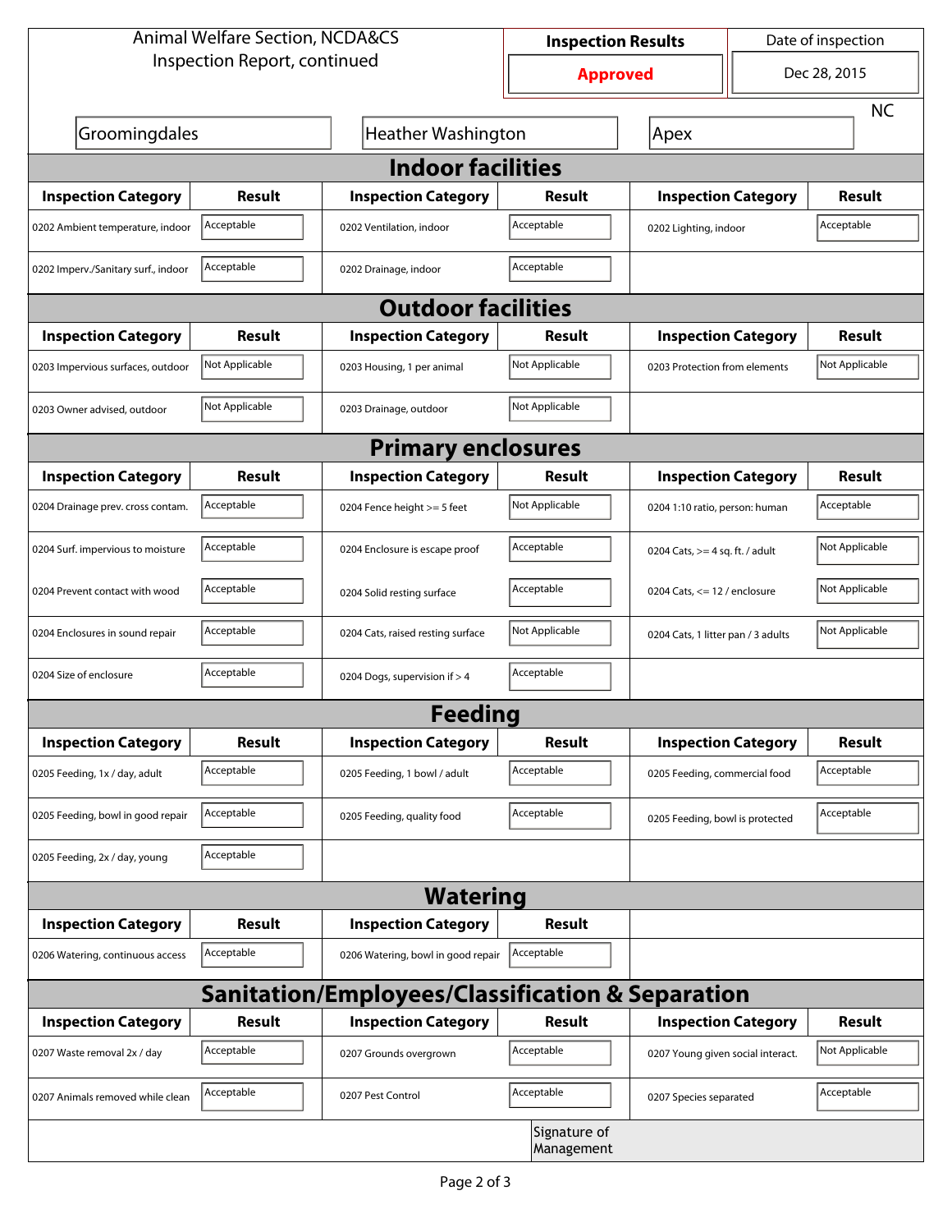Animal Welfare Section, NCDA&CS
Inspection Report, continued

| Inspection Results | Date of inspection |
|---|---|
| **Approved** | Dec 28, 2015 |

Groomingdales | Heather Washington | Apex | NC

## Indoor facilities

| Inspection Category | Result | Inspection Category | Result | Inspection Category | Result |
|---|---|---|---|---|---|
| 0202 Ambient temperature, indoor | Acceptable | 0202 Ventilation, indoor | Acceptable | 0202 Lighting, indoor | Acceptable |
| 0202 Imperv./Sanitary surf., indoor | Acceptable | 0202 Drainage, indoor | Acceptable | | |

## Outdoor facilities

| Inspection Category | Result | Inspection Category | Result | Inspection Category | Result |
|---|---|---|---|---|---|
| 0203 Impervious surfaces, outdoor | Not Applicable | 0203 Housing, 1 per animal | Not Applicable | 0203 Protection from elements | Not Applicable |
| 0203 Owner advised, outdoor | Not Applicable | 0203 Drainage, outdoor | Not Applicable | | |

## Primary enclosures

| Inspection Category | Result | Inspection Category | Result | Inspection Category | Result |
|---|---|---|---|---|---|
| 0204 Drainage prev. cross contam. | Acceptable | 0204 Fence height >= 5 feet | Not Applicable | 0204 1:10 ratio, person: human | Acceptable |
| 0204 Surf. impervious to moisture | Acceptable | 0204 Enclosure is escape proof | Acceptable | 0204 Cats, >= 4 sq. ft. / adult | Not Applicable |
| 0204 Prevent contact with wood | Acceptable | 0204 Solid resting surface | Acceptable | 0204 Cats, <= 12 / enclosure | Not Applicable |
| 0204 Enclosures in sound repair | Acceptable | 0204 Cats, raised resting surface | Not Applicable | 0204 Cats, 1 litter pan / 3 adults | Not Applicable |
| 0204 Size of enclosure | Acceptable | 0204 Dogs, supervision if > 4 | Acceptable | | |

## Feeding

| Inspection Category | Result | Inspection Category | Result | Inspection Category | Result |
|---|---|---|---|---|---|
| 0205 Feeding, 1x / day, adult | Acceptable | 0205 Feeding, 1 bowl / adult | Acceptable | 0205 Feeding, commercial food | Acceptable |
| 0205 Feeding, bowl in good repair | Acceptable | 0205 Feeding, quality food | Acceptable | 0205 Feeding, bowl is protected | Acceptable |
| 0205 Feeding, 2x / day, young | Acceptable | | | | |

## Watering

| Inspection Category | Result | Inspection Category | Result |
|---|---|---|---|
| 0206 Watering, continuous access | Acceptable | 0206 Watering, bowl in good repair | Acceptable |

## Sanitation/Employees/Classification & Separation

| Inspection Category | Result | Inspection Category | Result | Inspection Category | Result |
|---|---|---|---|---|---|
| 0207 Waste removal 2x / day | Acceptable | 0207 Grounds overgrown | Acceptable | 0207 Young given social interact. | Not Applicable |
| 0207 Animals removed while clean | Acceptable | 0207 Pest Control | Acceptable | 0207 Species separated | Acceptable |

Signature of Management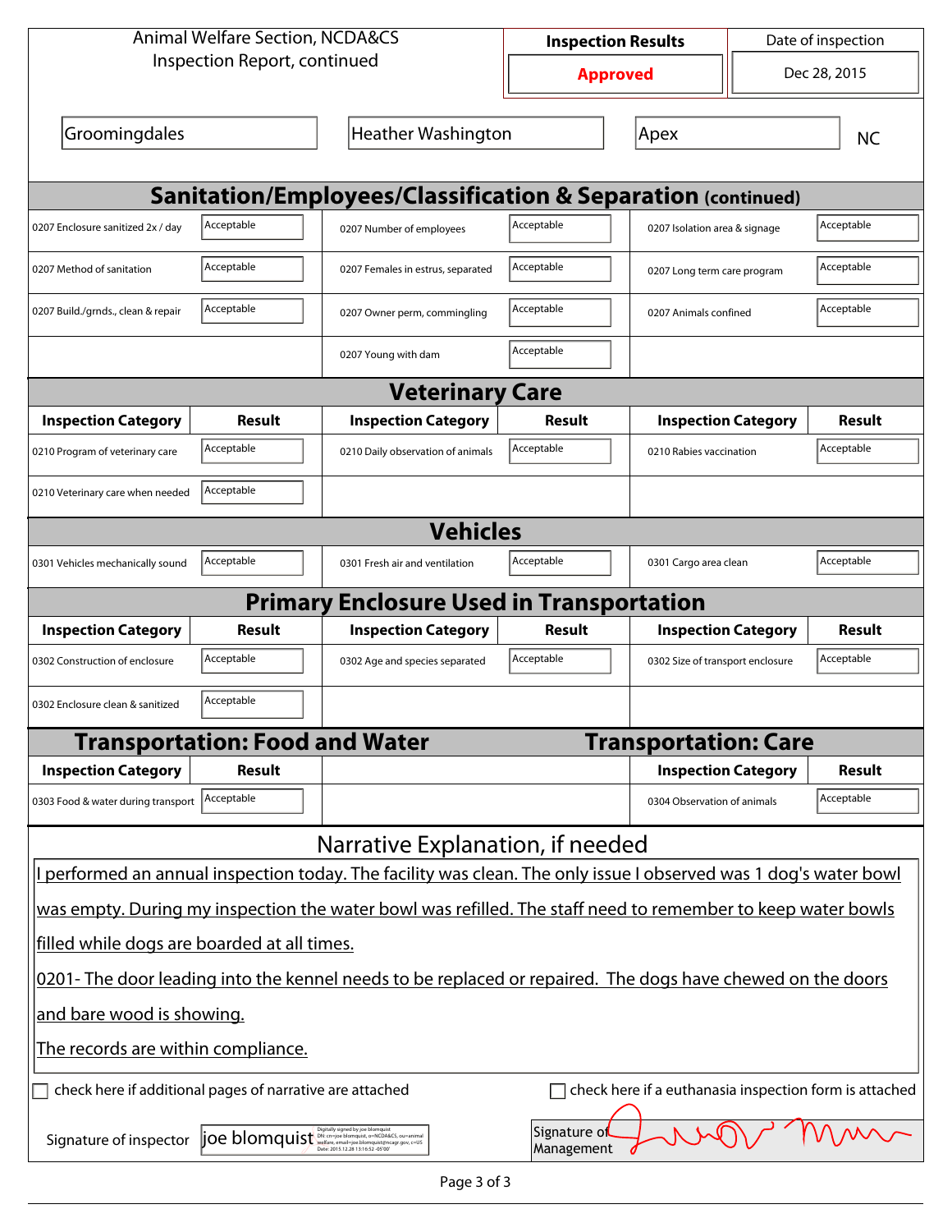Animal Welfare Section, NCDA&CS
Inspection Report, continued

| Inspection Results | Date of inspection |
|---|---|
| **Approved** | Dec 28, 2015 |

Groomingdales | Heather Washington | Apex | NC

## Sanitation/Employees/Classification & Separation (continued)

| | | | | | |
|---|---|---|---|---|---|
| 0207 Enclosure sanitized 2x / day | Acceptable | 0207 Number of employees | Acceptable | 0207 Isolation area & signage | Acceptable |
| 0207 Method of sanitation | Acceptable | 0207 Females in estrus, separated | Acceptable | 0207 Long term care program | Acceptable |
| 0207 Build./grnds., clean & repair | Acceptable | 0207 Owner perm, commingling | Acceptable | 0207 Animals confined | Acceptable |
| | | 0207 Young with dam | Acceptable | | |

## Veterinary Care

| Inspection Category | Result | Inspection Category | Result | Inspection Category | Result |
|---|---|---|---|---|---|
| 0210 Program of veterinary care | Acceptable | 0210 Daily observation of animals | Acceptable | 0210 Rabies vaccination | Acceptable |
| 0210 Veterinary care when needed | Acceptable | | | | |

## Vehicles

| | | | | | |
|---|---|---|---|---|---|
| 0301 Vehicles mechanically sound | Acceptable | 0301 Fresh air and ventilation | Acceptable | 0301 Cargo area clean | Acceptable |

## Primary Enclosure Used in Transportation

| Inspection Category | Result | Inspection Category | Result | Inspection Category | Result |
|---|---|---|---|---|---|
| 0302 Construction of enclosure | Acceptable | 0302 Age and species separated | Acceptable | 0302 Size of transport enclosure | Acceptable |
| 0302 Enclosure clean & sanitized | Acceptable | | | | |

## Transportation: Food and Water / Transportation: Care

| Inspection Category | Result | | Inspection Category | Result |
|---|---|---|---|---|
| 0303 Food & water during transport | Acceptable | | 0304 Observation of animals | Acceptable |

## Narrative Explanation, if needed

I performed an annual inspection today. The facility was clean. The only issue I observed was 1 dog's water bowl was empty. During my inspection the water bowl was refilled. The staff need to remember to keep water bowls filled while dogs are boarded at all times.

0201- The door leading into the kennel needs to be replaced or repaired. The dogs have chewed on the doors and bare wood is showing.

The records are within compliance.

☐ check here if additional pages of narrative are attached ☐ check here if a euthanasia inspection form is attached

Signature of inspector: joe blomquist (Digitally signed by joe blomquist DN: cn=joe blomquist, o=NCDA&CS, ou=animal welfare, email=joe.blomquist@ncagr.gov, c=US Date: 2015.12.28 13:16:52 -05'00')

Signature of Management: [signature]